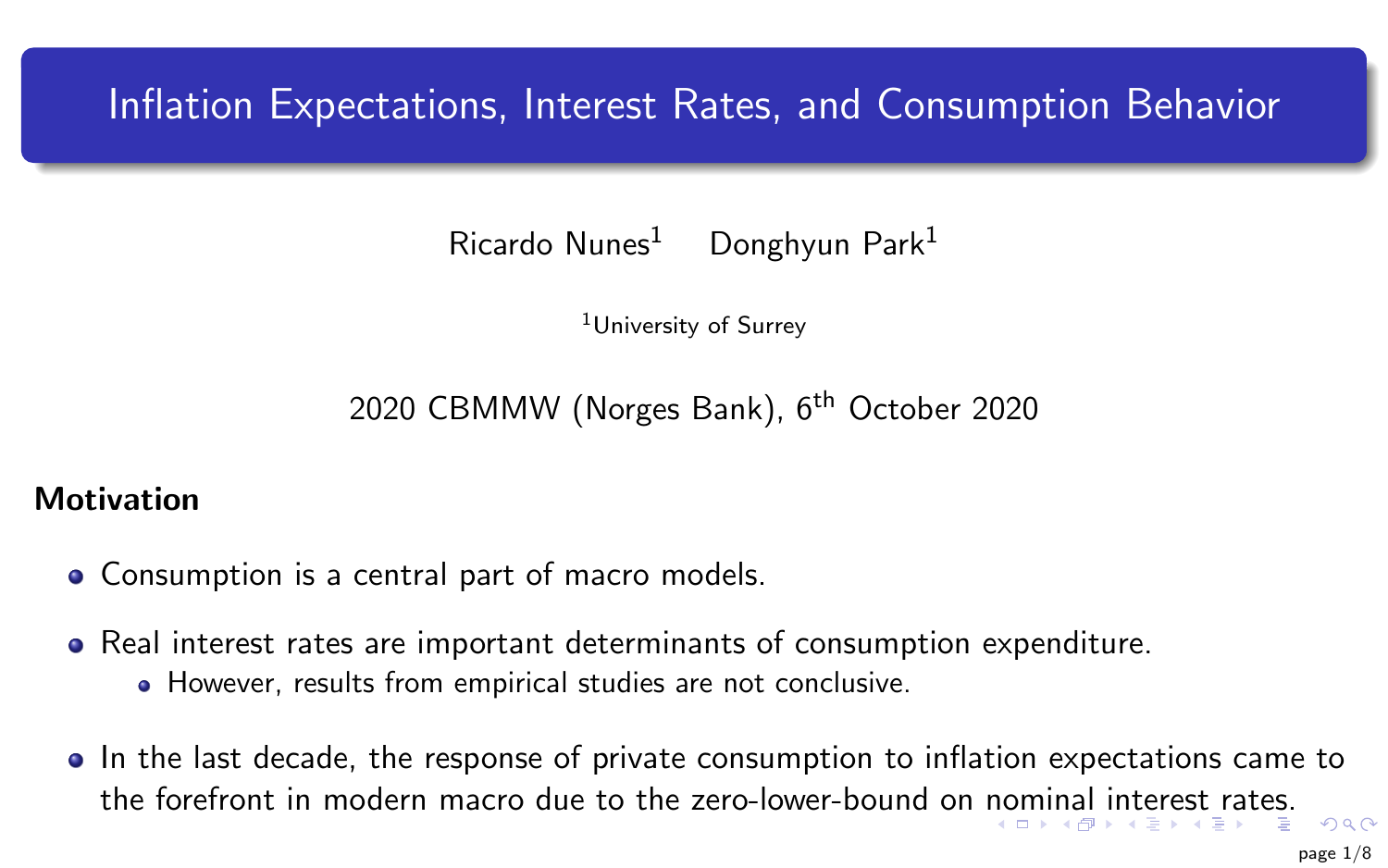# Inflation Expectations, Interest Rates, and Consumption Behavior

Ricardo Nunes[1] Donghyun Park[1]

[1]University of Surrey

2020 CBMMW (Norges Bank), 6th October 2020

## Motivation

- Consumption is a central part of macro models.
- Real interest rates are important determinants of consumption expenditure.
  - However, results from empirical studies are not conclusive.
- In the last decade, the response of private consumption to inflation expectations came to the forefront in modern macro due to the zero-lower-bound on nominal interest rates.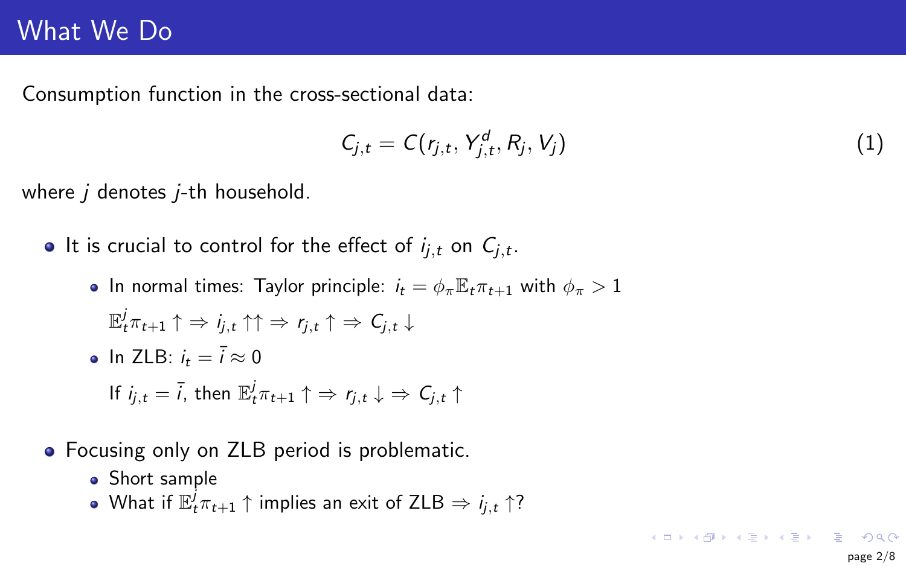# What We Do

Consumption function in the cross-sectional data:

$$C_{j,t} = C(r_{j,t}, Y^d_{j,t}, R_j, V_j) \tag{1}$$

where $j$ denotes $j$-th household.

- It is crucial to control for the effect of $i_{j,t}$ on $C_{j,t}$.
  - In normal times: Taylor principle: $i_t = \phi_\pi \mathbb{E}_t \pi_{t+1}$ with $\phi_\pi > 1$

    $\mathbb{E}^j_t \pi_{t+1} \uparrow \Rightarrow i_{j,t} \uparrow\uparrow \Rightarrow r_{j,t} \uparrow \Rightarrow C_{j,t} \downarrow$
  - In ZLB: $i_t = \bar{i} \approx 0$

    If $i_{j,t} = \bar{i}$, then $\mathbb{E}^j_t \pi_{t+1} \uparrow \Rightarrow r_{j,t} \downarrow \Rightarrow C_{j,t} \uparrow$
- Focusing only on ZLB period is problematic.
  - Short sample
  - What if $\mathbb{E}^j_t \pi_{t+1} \uparrow$ implies an exit of ZLB $\Rightarrow i_{j,t} \uparrow$?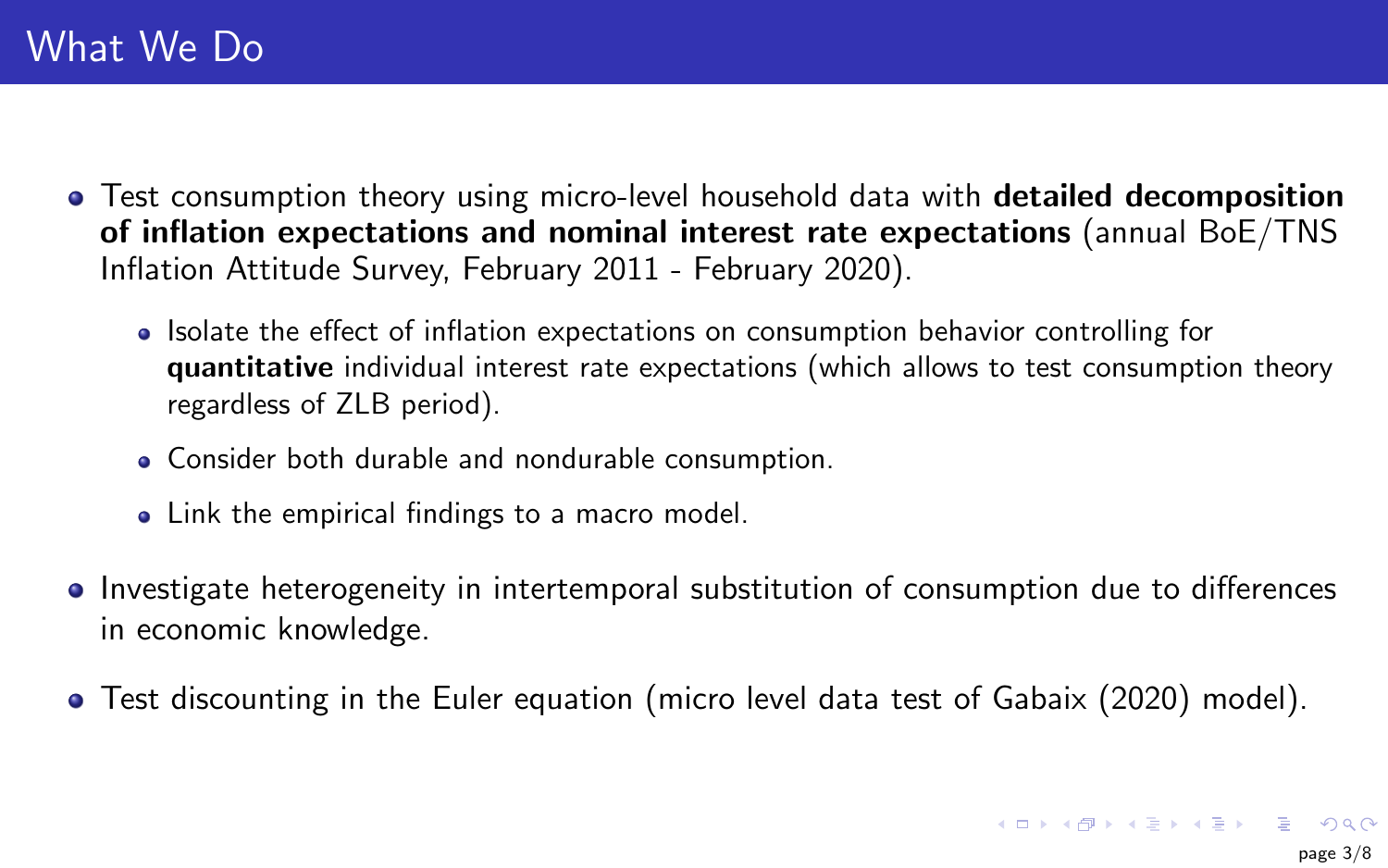# What We Do

- Test consumption theory using micro-level household data with **detailed decomposition of inflation expectations and nominal interest rate expectations** (annual BoE/TNS Inflation Attitude Survey, February 2011 - February 2020).
  - Isolate the effect of inflation expectations on consumption behavior controlling for **quantitative** individual interest rate expectations (which allows to test consumption theory regardless of ZLB period).
  - Consider both durable and nondurable consumption.
  - Link the empirical findings to a macro model.
- Investigate heterogeneity in intertemporal substitution of consumption due to differences in economic knowledge.
- Test discounting in the Euler equation (micro level data test of Gabaix (2020) model).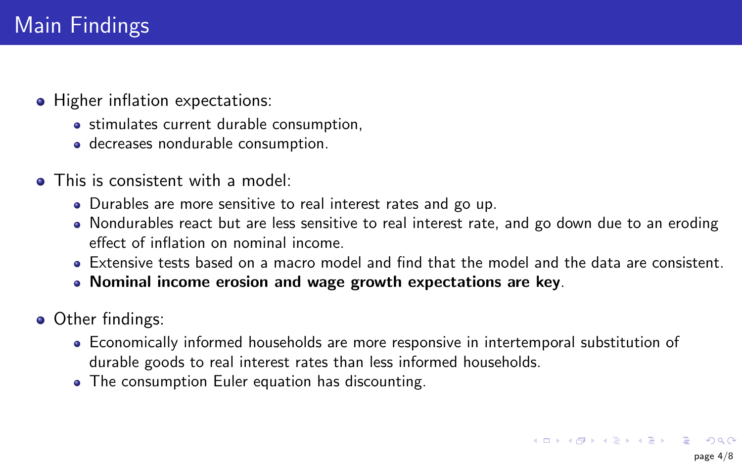# Main Findings

- Higher inflation expectations:
  - stimulates current durable consumption,
  - decreases nondurable consumption.
- This is consistent with a model:
  - Durables are more sensitive to real interest rates and go up.
  - Nondurables react but are less sensitive to real interest rate, and go down due to an eroding effect of inflation on nominal income.
  - Extensive tests based on a macro model and find that the model and the data are consistent.
  - **Nominal income erosion and wage growth expectations are key**.
- Other findings:
  - Economically informed households are more responsive in intertemporal substitution of durable goods to real interest rates than less informed households.
  - The consumption Euler equation has discounting.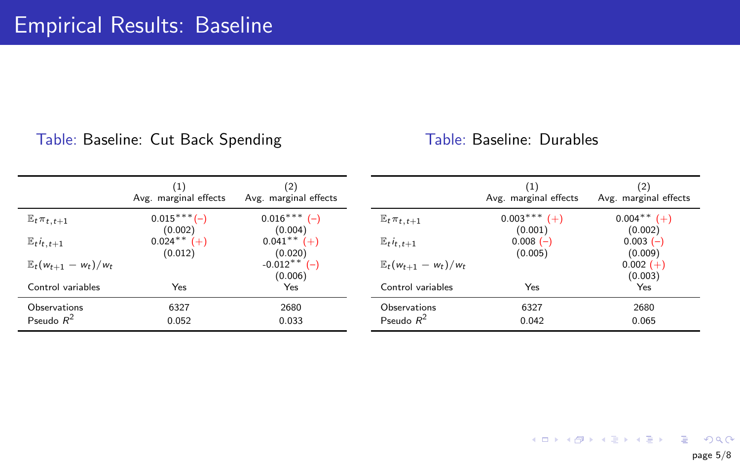# Empirical Results: Baseline

Table: Baseline: Cut Back Spending

| | (1) Avg. marginal effects | (2) Avg. marginal effects |
|---|---|---|
| $\mathbb{E}_t \pi_{t,t+1}$ | 0.015*** (−) | 0.016*** (−) |
| | (0.002) | (0.004) |
| $\mathbb{E}_t i_{t,t+1}$ | 0.024** (+) | 0.041** (+) |
| | (0.012) | (0.020) |
| $\mathbb{E}_t (w_{t+1} - w_t)/w_t$ | | -0.012** (−) |
| | | (0.006) |
| Control variables | Yes | Yes |
| Observations | 6327 | 2680 |
| Pseudo $R^2$ | 0.052 | 0.033 |

Table: Baseline: Durables

| | (1) Avg. marginal effects | (2) Avg. marginal effects |
|---|---|---|
| $\mathbb{E}_t \pi_{t,t+1}$ | 0.003*** (+) | 0.004** (+) |
| | (0.001) | (0.002) |
| $\mathbb{E}_t i_{t,t+1}$ | 0.008 (−) | 0.003 (−) |
| | (0.005) | (0.009) |
| $\mathbb{E}_t (w_{t+1} - w_t)/w_t$ | | 0.002 (+) |
| | | (0.003) |
| Control variables | Yes | Yes |
| Observations | 6327 | 2680 |
| Pseudo $R^2$ | 0.042 | 0.065 |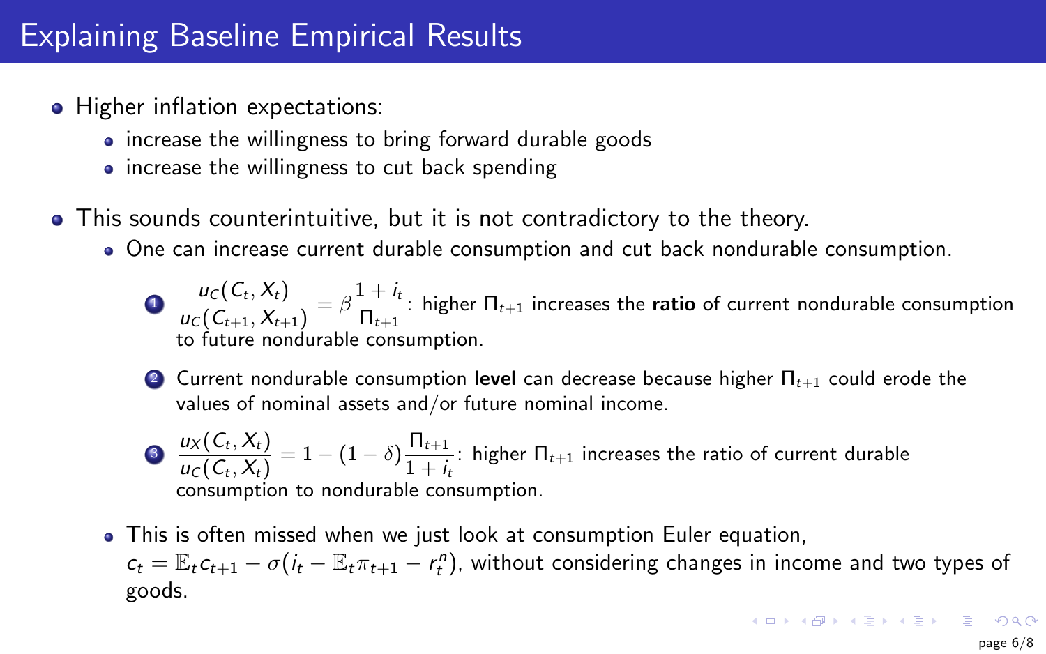# Explaining Baseline Empirical Results

- Higher inflation expectations:
  - increase the willingness to bring forward durable goods
  - increase the willingness to cut back spending
- This sounds counterintuitive, but it is not contradictory to the theory.
  - One can increase current durable consumption and cut back nondurable consumption.

    1. $\dfrac{u_C(C_t, X_t)}{u_C(C_{t+1}, X_{t+1})} = \beta \dfrac{1+i_t}{\Pi_{t+1}}$: higher $\Pi_{t+1}$ increases the **ratio** of current nondurable consumption to future nondurable consumption.
    2. Current nondurable consumption **level** can decrease because higher $\Pi_{t+1}$ could erode the values of nominal assets and/or future nominal income.
    3. $\dfrac{u_X(C_t, X_t)}{u_C(C_t, X_t)} = 1 - (1-\delta)\dfrac{\Pi_{t+1}}{1+i_t}$: higher $\Pi_{t+1}$ increases the ratio of current durable consumption to nondurable consumption.

  - This is often missed when we just look at consumption Euler equation, $c_t = \mathbb{E}_t c_{t+1} - \sigma(i_t - \mathbb{E}_t \pi_{t+1} - r_t^n)$, without considering changes in income and two types of goods.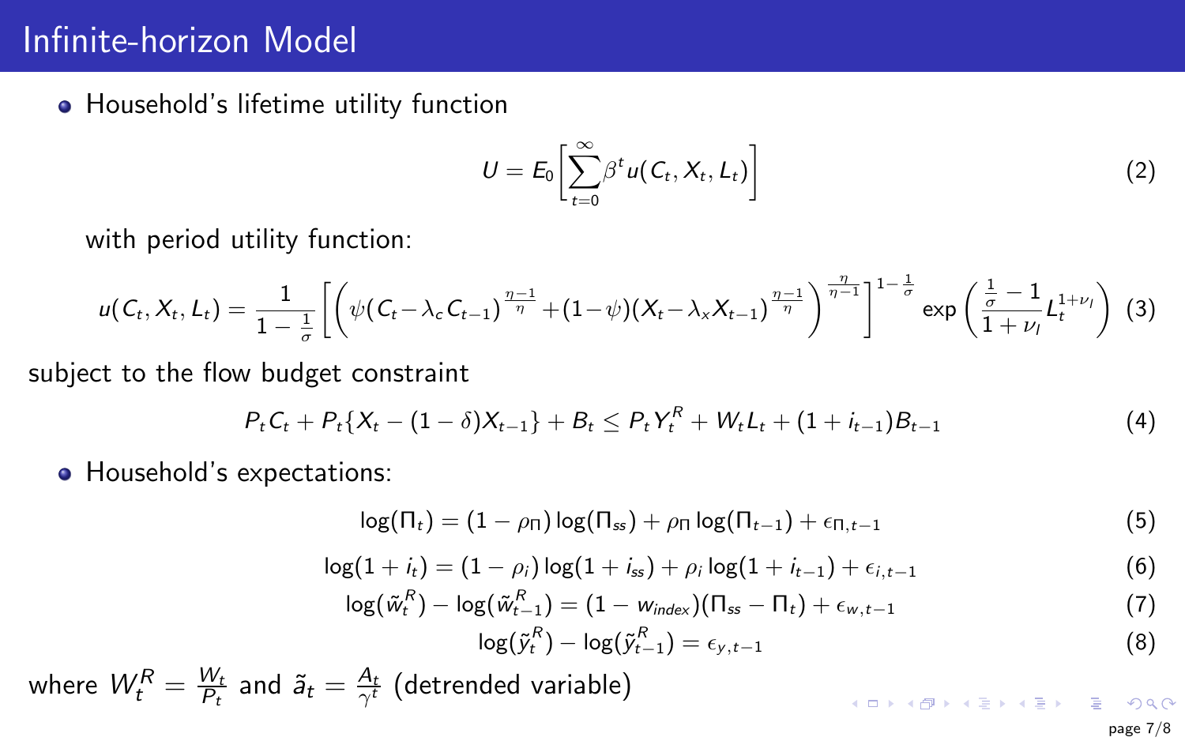# Infinite-horizon Model

- Household's lifetime utility function

$$U = E_0\left[\sum_{t=0}^{\infty}\beta^t u(C_t, X_t, L_t)\right] \tag{2}$$

with period utility function:

$$u(C_t, X_t, L_t) = \frac{1}{1-\frac{1}{\sigma}}\left[\left(\psi(C_t - \lambda_c C_{t-1})^{\frac{\eta-1}{\eta}} + (1-\psi)(X_t - \lambda_x X_{t-1})^{\frac{\eta-1}{\eta}}\right)^{\frac{\eta}{\eta-1}}\right]^{1-\frac{1}{\sigma}} \exp\left(\frac{\frac{1}{\sigma}-1}{1+\nu_l}L_t^{1+\nu_l}\right) \tag{3}$$

subject to the flow budget constraint

$$P_t C_t + P_t\{X_t - (1-\delta)X_{t-1}\} + B_t \leq P_t Y_t^R + W_t L_t + (1+i_{t-1})B_{t-1} \tag{4}$$

- Household's expectations:

$$\log(\Pi_t) = (1-\rho_\Pi)\log(\Pi_{ss}) + \rho_\Pi \log(\Pi_{t-1}) + \epsilon_{\Pi,t-1} \tag{5}$$

$$\log(1+i_t) = (1-\rho_i)\log(1+i_{ss}) + \rho_i \log(1+i_{t-1}) + \epsilon_{i,t-1} \tag{6}$$

$$\log(\tilde{w}_t^R) - \log(\tilde{w}_{t-1}^R) = (1-w_{index})(\Pi_{ss} - \Pi_t) + \epsilon_{w,t-1} \tag{7}$$

$$\log(\tilde{y}_t^R) - \log(\tilde{y}_{t-1}^R) = \epsilon_{y,t-1} \tag{8}$$

where $W_t^R = \frac{W_t}{P_t}$ and $\tilde{a}_t = \frac{A_t}{\gamma^t}$ (detrended variable)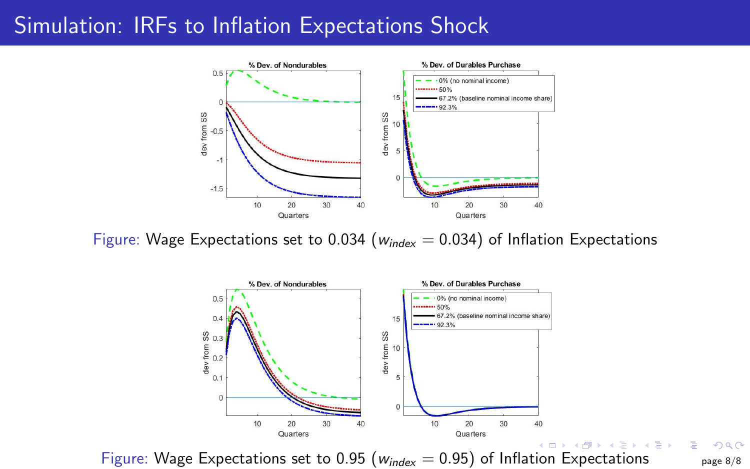# Simulation: IRFs to Inflation Expectations Shock

% Dev. of Nondurables

0.5
0
-0.5
-1
-1.5

dev from SS

10 20 30 40

Quarters

% Dev. of Durables Purchase

15
10
5
0

dev from SS

10 20 30 40

Quarters

0% (no nominal income)
50%
67.2% (baseline nominal income share)
92.3%

Figure: Wage Expectations set to 0.034 ($w_{index} = 0.034$) of Inflation Expectations

% Dev. of Nondurables

0.5
0.4
0.3
0.2
0.1
0

dev from SS

10 20 30 40

Quarters

% Dev. of Durables Purchase

15
10
5
0

dev from SS

10 20 30 40

Quarters

0% (no nominal income)
50%
67.2% (baseline nominal income share)
92.3%

Figure: Wage Expectations set to 0.95 ($w_{index} = 0.95$) of Inflation Expectations